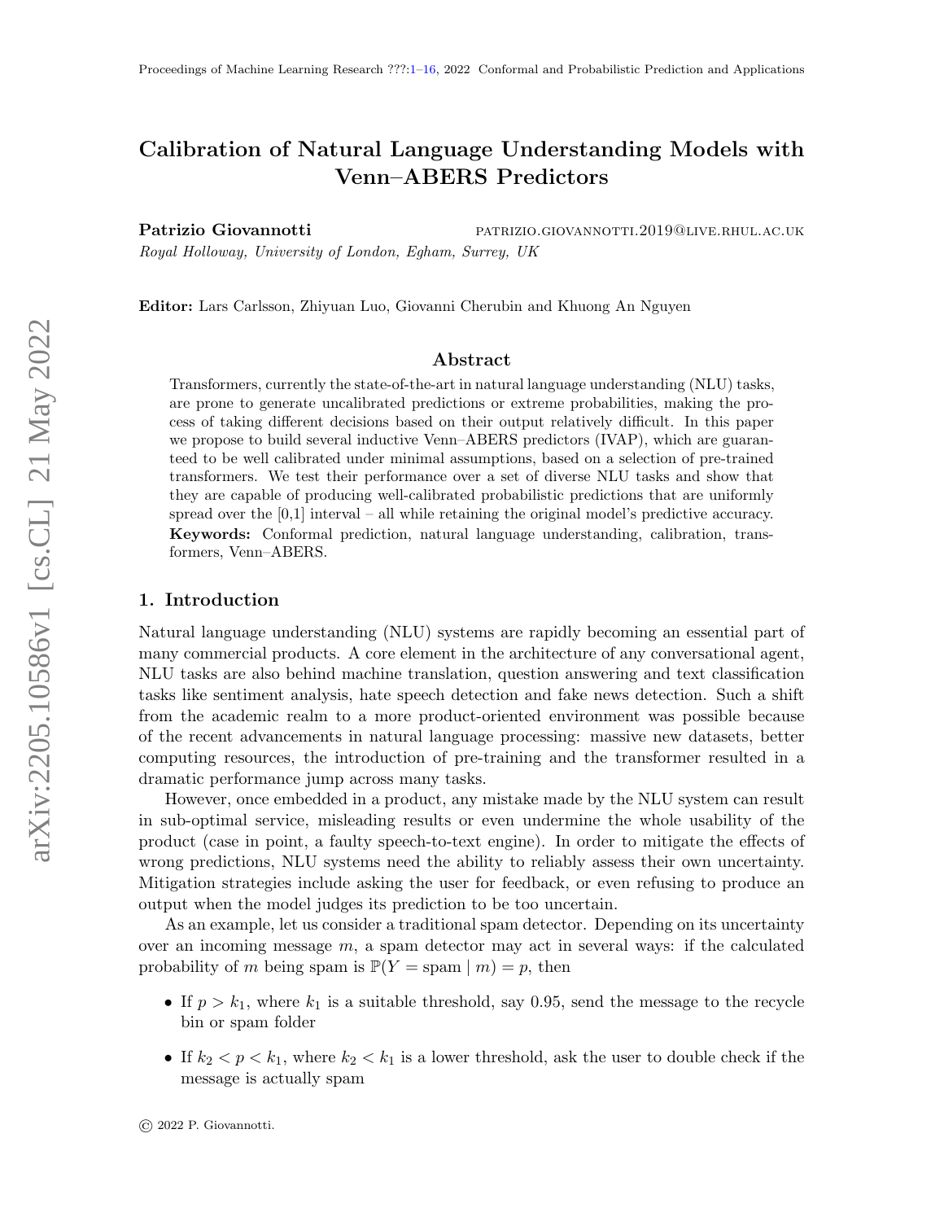# Calibration of Natural Language Understanding Models with Venn–ABERS Predictors

**Patrizio Giovannotti** PATRIZIO.GIOVANNOTTI.2019@LIVE.RHUL.AC.UK
*Royal Holloway, University of London, Egham, Surrey, UK*

**Editor:** Lars Carlsson, Zhiyuan Luo, Giovanni Cherubin and Khuong An Nguyen

## Abstract

Transformers, currently the state-of-the-art in natural language understanding (NLU) tasks, are prone to generate uncalibrated predictions or extreme probabilities, making the process of taking different decisions based on their output relatively difficult. In this paper we propose to build several inductive Venn–ABERS predictors (IVAP), which are guaranteed to be well calibrated under minimal assumptions, based on a selection of pre-trained transformers. We test their performance over a set of diverse NLU tasks and show that they are capable of producing well-calibrated probabilistic predictions that are uniformly spread over the [0,1] interval – all while retaining the original model's predictive accuracy.

**Keywords:** Conformal prediction, natural language understanding, calibration, transformers, Venn–ABERS.

## 1. Introduction

Natural language understanding (NLU) systems are rapidly becoming an essential part of many commercial products. A core element in the architecture of any conversational agent, NLU tasks are also behind machine translation, question answering and text classification tasks like sentiment analysis, hate speech detection and fake news detection. Such a shift from the academic realm to a more product-oriented environment was possible because of the recent advancements in natural language processing: massive new datasets, better computing resources, the introduction of pre-training and the transformer resulted in a dramatic performance jump across many tasks.

However, once embedded in a product, any mistake made by the NLU system can result in sub-optimal service, misleading results or even undermine the whole usability of the product (case in point, a faulty speech-to-text engine). In order to mitigate the effects of wrong predictions, NLU systems need the ability to reliably assess their own uncertainty. Mitigation strategies include asking the user for feedback, or even refusing to produce an output when the model judges its prediction to be too uncertain.

As an example, let us consider a traditional spam detector. Depending on its uncertainty over an incoming message $m$, a spam detector may act in several ways: if the calculated probability of $m$ being spam is $\mathbb{P}(Y = \text{spam} \mid m) = p$, then

- If $p > k_1$, where $k_1$ is a suitable threshold, say 0.95, send the message to the recycle bin or spam folder
- If $k_2 < p < k_1$, where $k_2 < k_1$ is a lower threshold, ask the user to double check if the message is actually spam

© 2022 P. Giovannotti.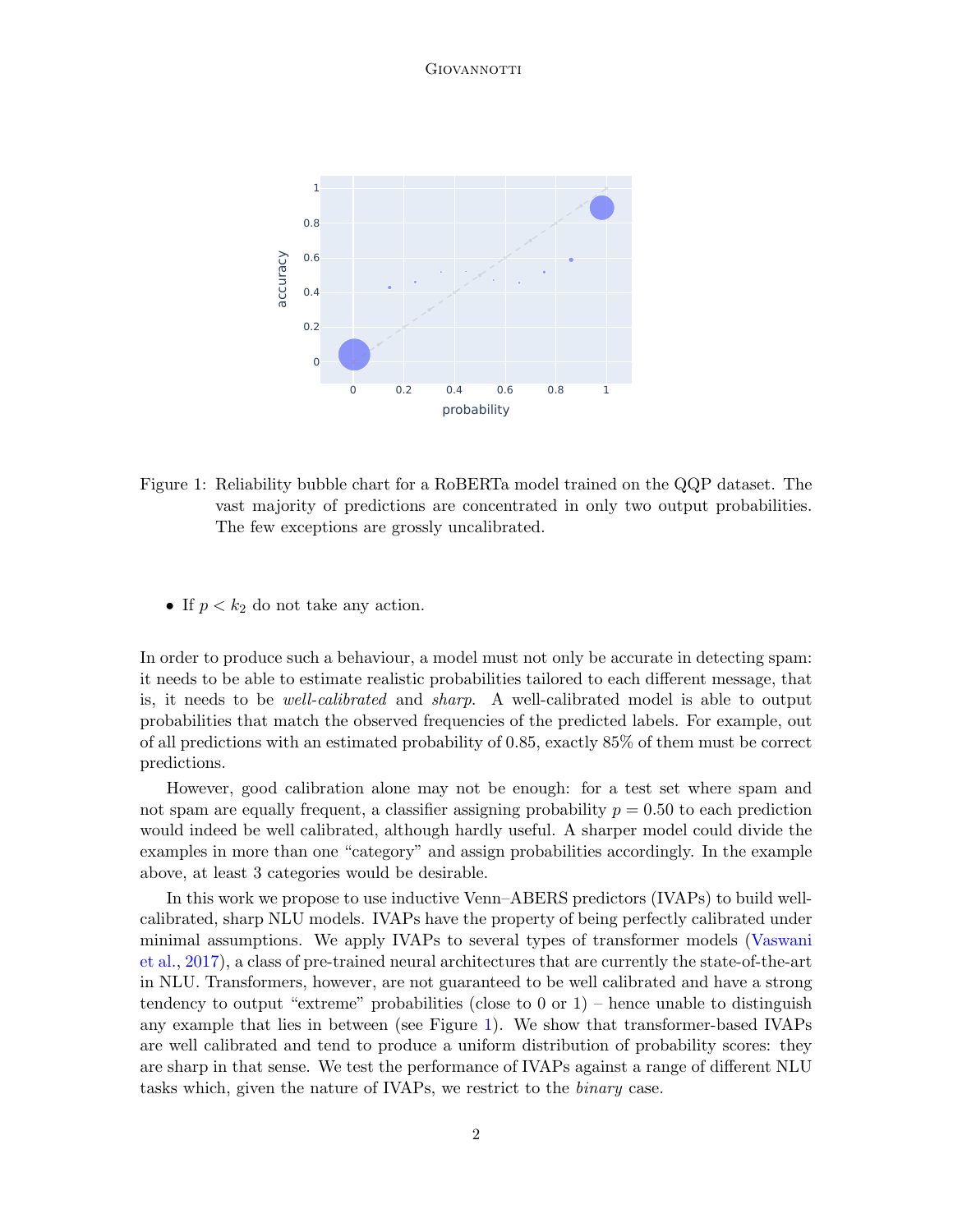Figure 1: Reliability bubble chart for a RoBERTa model trained on the QQP dataset. The vast majority of predictions are concentrated in only two output probabilities. The few exceptions are grossly uncalibrated.

- If $p < k_2$ do not take any action.

In order to produce such a behaviour, a model must not only be accurate in detecting spam: it needs to be able to estimate realistic probabilities tailored to each different message, that is, it needs to be *well-calibrated* and *sharp*. A well-calibrated model is able to output probabilities that match the observed frequencies of the predicted labels. For example, out of all predictions with an estimated probability of 0.85, exactly 85% of them must be correct predictions.

However, good calibration alone may not be enough: for a test set where spam and not spam are equally frequent, a classifier assigning probability $p = 0.50$ to each prediction would indeed be well calibrated, although hardly useful. A sharper model could divide the examples in more than one "category" and assign probabilities accordingly. In the example above, at least 3 categories would be desirable.

In this work we propose to use inductive Venn–ABERS predictors (IVAPs) to build well-calibrated, sharp NLU models. IVAPs have the property of being perfectly calibrated under minimal assumptions. We apply IVAPs to several types of transformer models (Vaswani et al., 2017), a class of pre-trained neural architectures that are currently the state-of-the-art in NLU. Transformers, however, are not guaranteed to be well calibrated and have a strong tendency to output "extreme" probabilities (close to 0 or 1) – hence unable to distinguish any example that lies in between (see Figure 1). We show that transformer-based IVAPs are well calibrated and tend to produce a uniform distribution of probability scores: they are sharp in that sense. We test the performance of IVAPs against a range of different NLU tasks which, given the nature of IVAPs, we restrict to the *binary* case.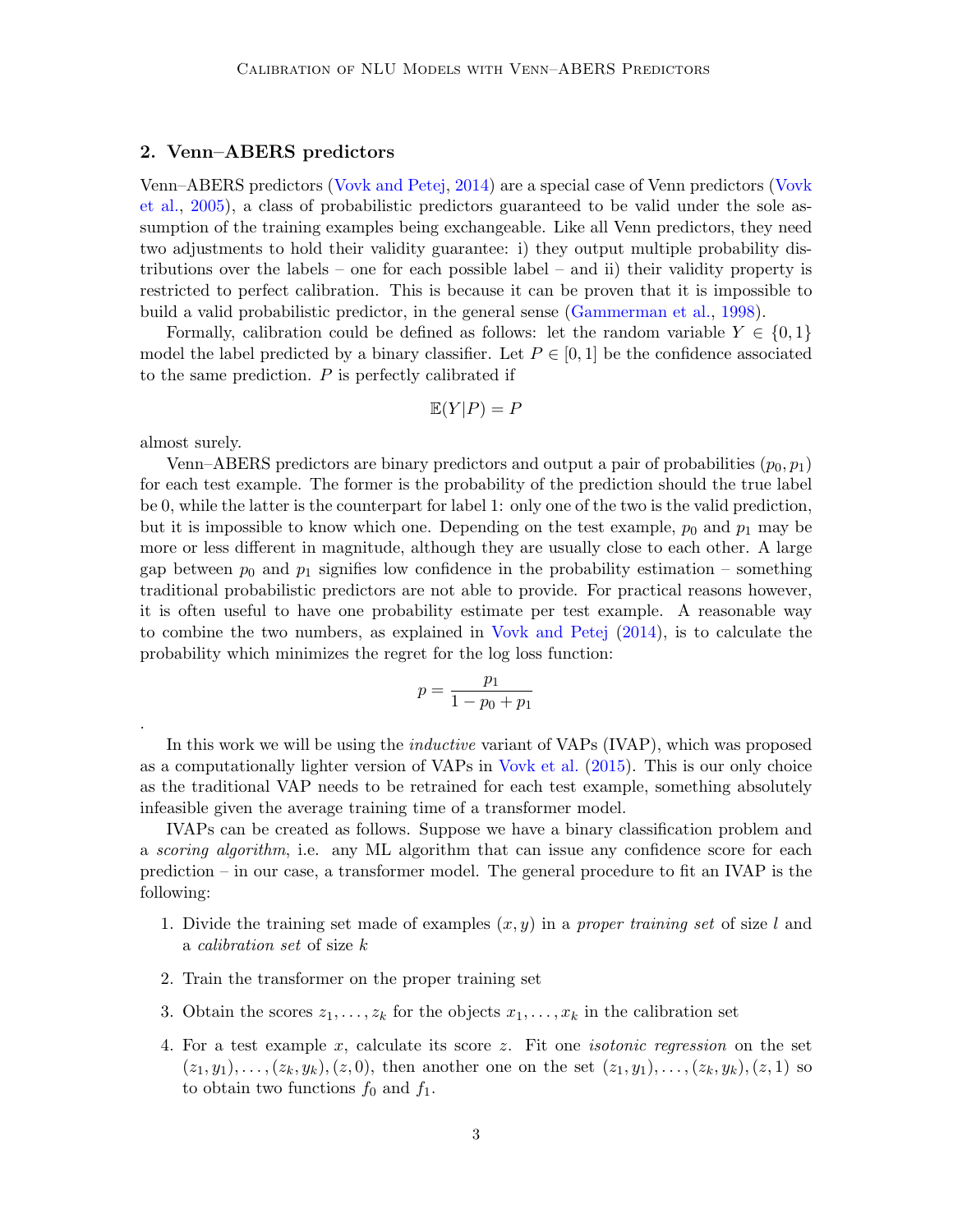## 2. Venn–ABERS predictors

Venn–ABERS predictors (Vovk and Petej, 2014) are a special case of Venn predictors (Vovk et al., 2005), a class of probabilistic predictors guaranteed to be valid under the sole assumption of the training examples being exchangeable. Like all Venn predictors, they need two adjustments to hold their validity guarantee: i) they output multiple probability distributions over the labels – one for each possible label – and ii) their validity property is restricted to perfect calibration. This is because it can be proven that it is impossible to build a valid probabilistic predictor, in the general sense (Gammerman et al., 1998).

Formally, calibration could be defined as follows: let the random variable $Y \in \{0, 1\}$ model the label predicted by a binary classifier. Let $P \in [0, 1]$ be the confidence associated to the same prediction. $P$ is perfectly calibrated if

$$\mathbb{E}(Y|P) = P$$

almost surely.

Venn–ABERS predictors are binary predictors and output a pair of probabilities $(p_0, p_1)$ for each test example. The former is the probability of the prediction should the true label be 0, while the latter is the counterpart for label 1: only one of the two is the valid prediction, but it is impossible to know which one. Depending on the test example, $p_0$ and $p_1$ may be more or less different in magnitude, although they are usually close to each other. A large gap between $p_0$ and $p_1$ signifies low confidence in the probability estimation – something traditional probabilistic predictors are not able to provide. For practical reasons however, it is often useful to have one probability estimate per test example. A reasonable way to combine the two numbers, as explained in Vovk and Petej (2014), is to calculate the probability which minimizes the regret for the log loss function:

$$p = \frac{p_1}{1 - p_0 + p_1}$$

.

In this work we will be using the *inductive* variant of VAPs (IVAP), which was proposed as a computationally lighter version of VAPs in Vovk et al. (2015). This is our only choice as the traditional VAP needs to be retrained for each test example, something absolutely infeasible given the average training time of a transformer model.

IVAPs can be created as follows. Suppose we have a binary classification problem and a *scoring algorithm*, i.e. any ML algorithm that can issue any confidence score for each prediction – in our case, a transformer model. The general procedure to fit an IVAP is the following:

1. Divide the training set made of examples $(x, y)$ in a *proper training set* of size $l$ and a *calibration set* of size $k$
2. Train the transformer on the proper training set
3. Obtain the scores $z_1, \ldots, z_k$ for the objects $x_1, \ldots, x_k$ in the calibration set
4. For a test example $x$, calculate its score $z$. Fit one *isotonic regression* on the set $(z_1, y_1), \ldots, (z_k, y_k), (z, 0)$, then another one on the set $(z_1, y_1), \ldots, (z_k, y_k), (z, 1)$ so to obtain two functions $f_0$ and $f_1$.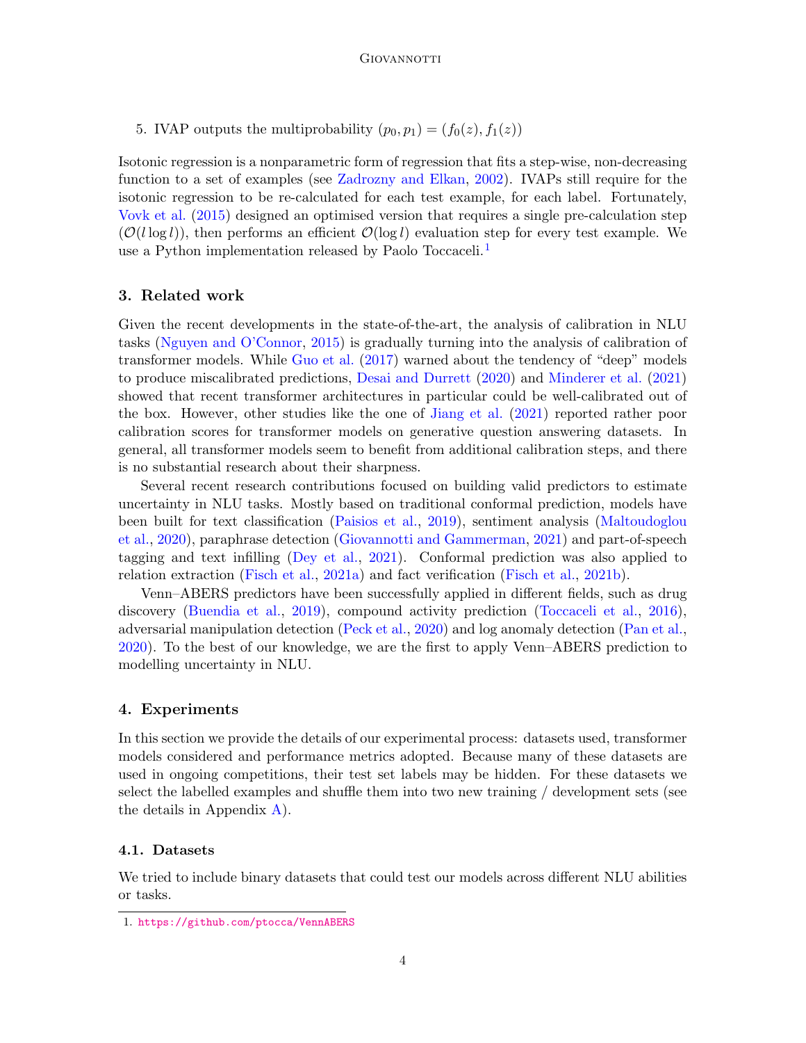5. IVAP outputs the multiprobability $(p_0, p_1) = (f_0(z), f_1(z))$

Isotonic regression is a nonparametric form of regression that fits a step-wise, non-decreasing function to a set of examples (see Zadrozny and Elkan, 2002). IVAPs still require for the isotonic regression to be re-calculated for each test example, for each label. Fortunately, Vovk et al. (2015) designed an optimised version that requires a single pre-calculation step ($\mathcal{O}(l \log l)$), then performs an efficient $\mathcal{O}(\log l)$ evaluation step for every test example. We use a Python implementation released by Paolo Toccaceli.[1]

## 3. Related work

Given the recent developments in the state-of-the-art, the analysis of calibration in NLU tasks (Nguyen and O'Connor, 2015) is gradually turning into the analysis of calibration of transformer models. While Guo et al. (2017) warned about the tendency of "deep" models to produce miscalibrated predictions, Desai and Durrett (2020) and Minderer et al. (2021) showed that recent transformer architectures in particular could be well-calibrated out of the box. However, other studies like the one of Jiang et al. (2021) reported rather poor calibration scores for transformer models on generative question answering datasets. In general, all transformer models seem to benefit from additional calibration steps, and there is no substantial research about their sharpness.

Several recent research contributions focused on building valid predictors to estimate uncertainty in NLU tasks. Mostly based on traditional conformal prediction, models have been built for text classification (Paisios et al., 2019), sentiment analysis (Maltoudoglou et al., 2020), paraphrase detection (Giovannotti and Gammerman, 2021) and part-of-speech tagging and text infilling (Dey et al., 2021). Conformal prediction was also applied to relation extraction (Fisch et al., 2021a) and fact verification (Fisch et al., 2021b).

Venn–ABERS predictors have been successfully applied in different fields, such as drug discovery (Buendia et al., 2019), compound activity prediction (Toccaceli et al., 2016), adversarial manipulation detection (Peck et al., 2020) and log anomaly detection (Pan et al., 2020). To the best of our knowledge, we are the first to apply Venn–ABERS prediction to modelling uncertainty in NLU.

## 4. Experiments

In this section we provide the details of our experimental process: datasets used, transformer models considered and performance metrics adopted. Because many of these datasets are used in ongoing competitions, their test set labels may be hidden. For these datasets we select the labelled examples and shuffle them into two new training / development sets (see the details in Appendix A).

### 4.1. Datasets

We tried to include binary datasets that could test our models across different NLU abilities or tasks.

1. https://github.com/ptocca/VennABERS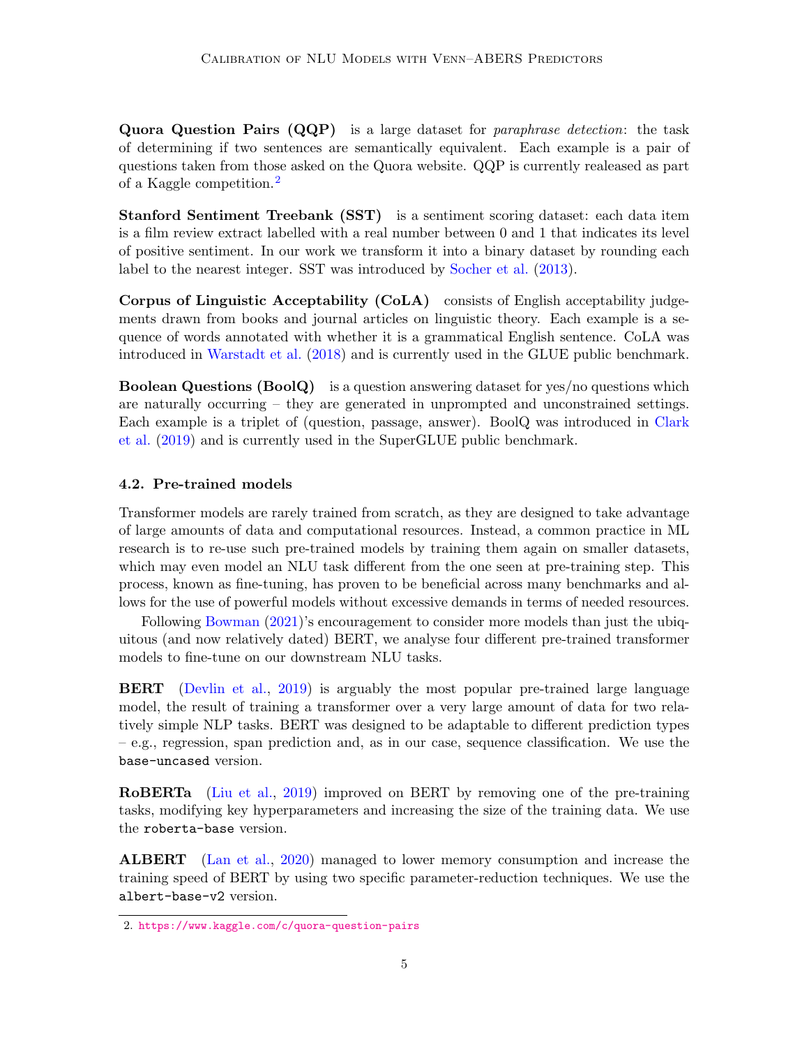**Quora Question Pairs (QQP)** is a large dataset for *paraphrase detection*: the task of determining if two sentences are semantically equivalent. Each example is a pair of questions taken from those asked on the Quora website. QQP is currently realeased as part of a Kaggle competition.[2]

**Stanford Sentiment Treebank (SST)** is a sentiment scoring dataset: each data item is a film review extract labelled with a real number between 0 and 1 that indicates its level of positive sentiment. In our work we transform it into a binary dataset by rounding each label to the nearest integer. SST was introduced by Socher et al. (2013).

**Corpus of Linguistic Acceptability (CoLA)** consists of English acceptability judgements drawn from books and journal articles on linguistic theory. Each example is a sequence of words annotated with whether it is a grammatical English sentence. CoLA was introduced in Warstadt et al. (2018) and is currently used in the GLUE public benchmark.

**Boolean Questions (BoolQ)** is a question answering dataset for yes/no questions which are naturally occurring – they are generated in unprompted and unconstrained settings. Each example is a triplet of (question, passage, answer). BoolQ was introduced in Clark et al. (2019) and is currently used in the SuperGLUE public benchmark.

### 4.2. Pre-trained models

Transformer models are rarely trained from scratch, as they are designed to take advantage of large amounts of data and computational resources. Instead, a common practice in ML research is to re-use such pre-trained models by training them again on smaller datasets, which may even model an NLU task different from the one seen at pre-training step. This process, known as fine-tuning, has proven to be beneficial across many benchmarks and allows for the use of powerful models without excessive demands in terms of needed resources.

Following Bowman (2021)'s encouragement to consider more models than just the ubiquitous (and now relatively dated) BERT, we analyse four different pre-trained transformer models to fine-tune on our downstream NLU tasks.

**BERT** (Devlin et al., 2019) is arguably the most popular pre-trained large language model, the result of training a transformer over a very large amount of data for two relatively simple NLP tasks. BERT was designed to be adaptable to different prediction types – e.g., regression, span prediction and, as in our case, sequence classification. We use the `base-uncased` version.

**RoBERTa** (Liu et al., 2019) improved on BERT by removing one of the pre-training tasks, modifying key hyperparameters and increasing the size of the training data. We use the `roberta-base` version.

**ALBERT** (Lan et al., 2020) managed to lower memory consumption and increase the training speed of BERT by using two specific parameter-reduction techniques. We use the `albert-base-v2` version.

2. https://www.kaggle.com/c/quora-question-pairs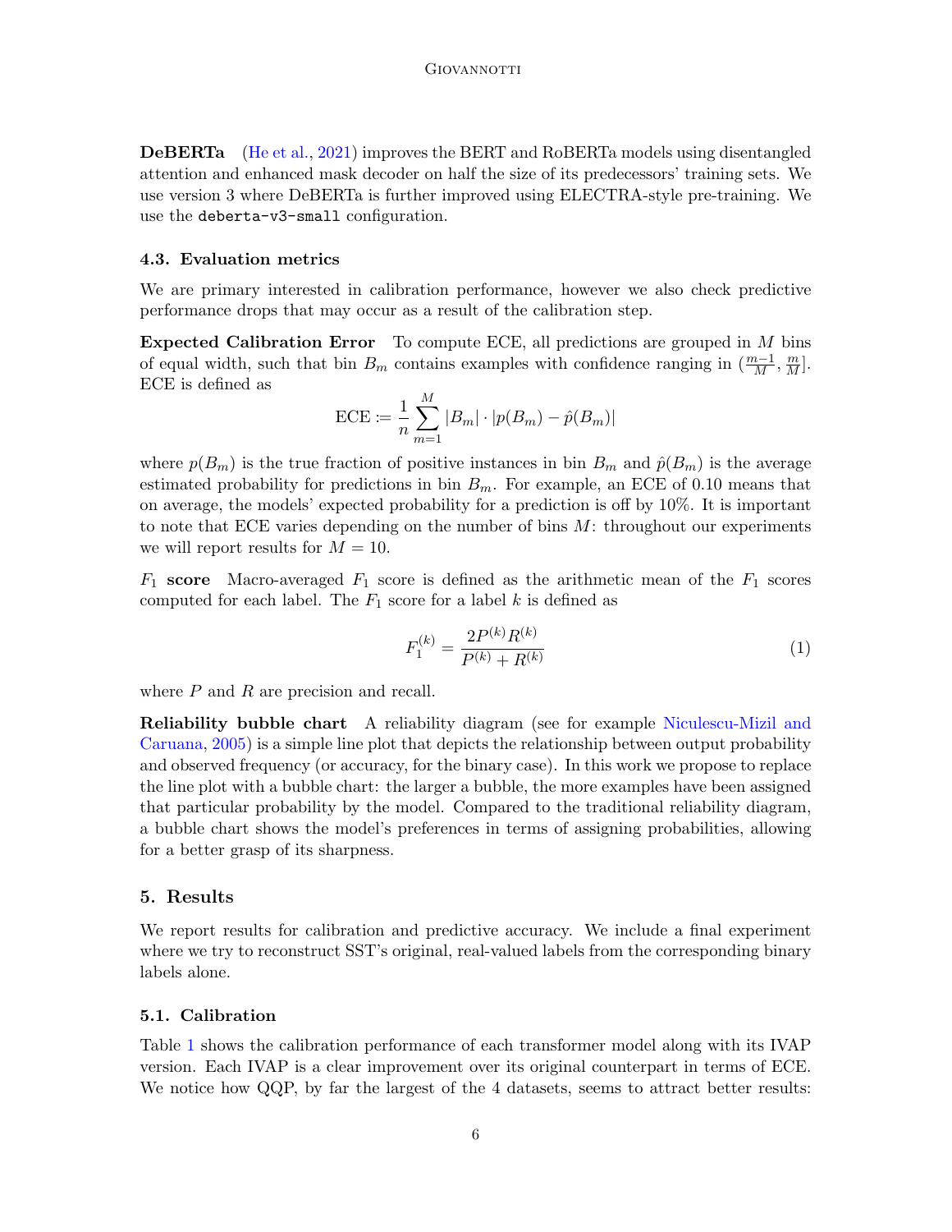**DeBERTa** (He et al., 2021) improves the BERT and RoBERTa models using disentangled attention and enhanced mask decoder on half the size of its predecessors' training sets. We use version 3 where DeBERTa is further improved using ELECTRA-style pre-training. We use the `deberta-v3-small` configuration.

### 4.3. Evaluation metrics

We are primary interested in calibration performance, however we also check predictive performance drops that may occur as a result of the calibration step.

**Expected Calibration Error** To compute ECE, all predictions are grouped in $M$ bins of equal width, such that bin $B_m$ contains examples with confidence ranging in $(\frac{m-1}{M}, \frac{m}{M}]$. ECE is defined as

$$\text{ECE} \coloneqq \frac{1}{n}\sum_{m=1}^{M} |B_m| \cdot |p(B_m) - \hat{p}(B_m)|$$

where $p(B_m)$ is the true fraction of positive instances in bin $B_m$ and $\hat{p}(B_m)$ is the average estimated probability for predictions in bin $B_m$. For example, an ECE of 0.10 means that on average, the models' expected probability for a prediction is off by 10%. It is important to note that ECE varies depending on the number of bins $M$: throughout our experiments we will report results for $M = 10$.

**$F_1$ score** Macro-averaged $F_1$ score is defined as the arithmetic mean of the $F_1$ scores computed for each label. The $F_1$ score for a label $k$ is defined as

$$F_1^{(k)} = \frac{2P^{(k)}R^{(k)}}{P^{(k)} + R^{(k)}} \tag{1}$$

where $P$ and $R$ are precision and recall.

**Reliability bubble chart** A reliability diagram (see for example Niculescu-Mizil and Caruana, 2005) is a simple line plot that depicts the relationship between output probability and observed frequency (or accuracy, for the binary case). In this work we propose to replace the line plot with a bubble chart: the larger a bubble, the more examples have been assigned that particular probability by the model. Compared to the traditional reliability diagram, a bubble chart shows the model's preferences in terms of assigning probabilities, allowing for a better grasp of its sharpness.

## 5. Results

We report results for calibration and predictive accuracy. We include a final experiment where we try to reconstruct SST's original, real-valued labels from the corresponding binary labels alone.

### 5.1. Calibration

Table 1 shows the calibration performance of each transformer model along with its IVAP version. Each IVAP is a clear improvement over its original counterpart in terms of ECE. We notice how QQP, by far the largest of the 4 datasets, seems to attract better results: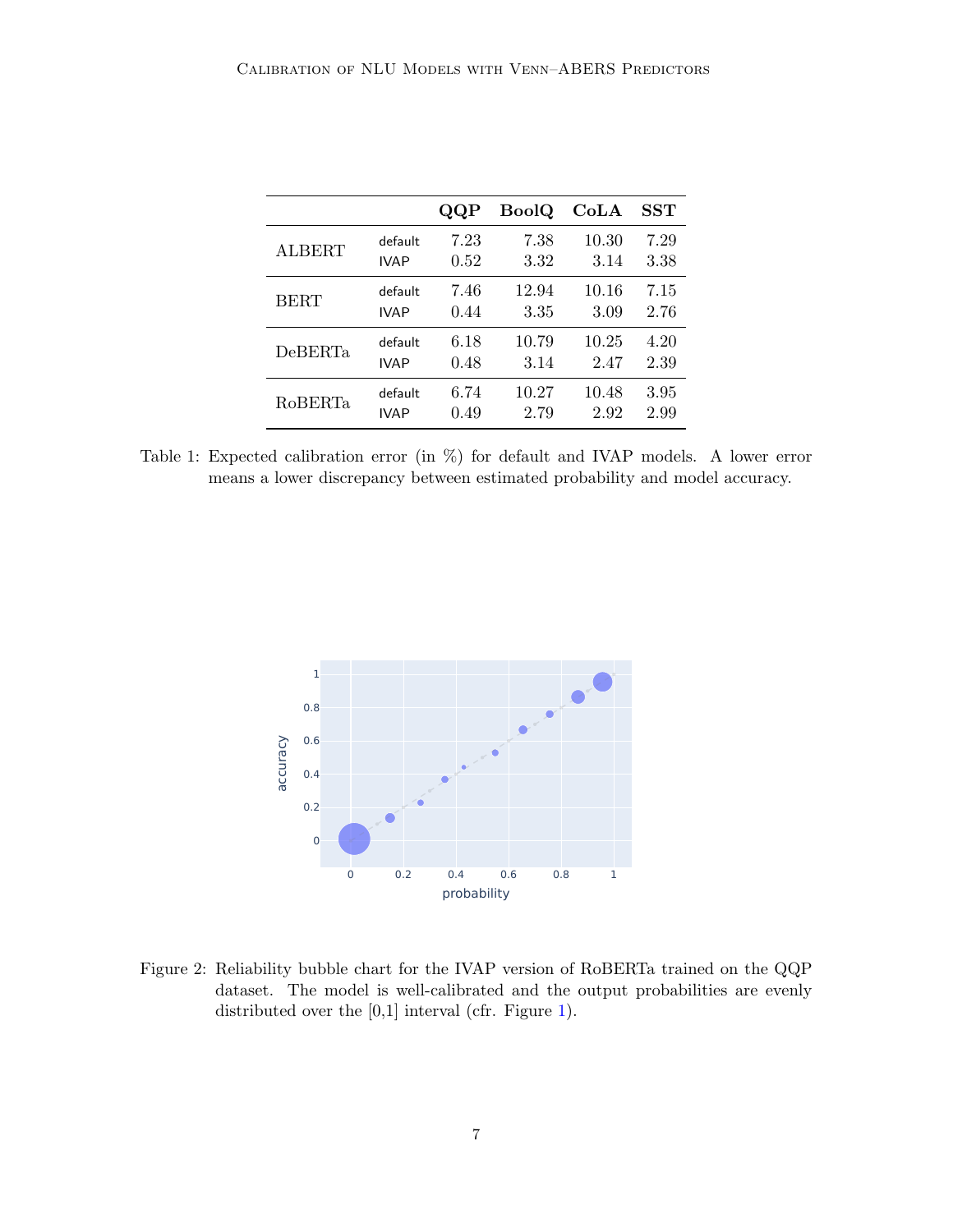| | | QQP | BoolQ | CoLA | SST |
|---|---|---|---|---|---|
| ALBERT | default | 7.23 | 7.38 | 10.30 | 7.29 |
| | IVAP | 0.52 | 3.32 | 3.14 | 3.38 |
| BERT | default | 7.46 | 12.94 | 10.16 | 7.15 |
| | IVAP | 0.44 | 3.35 | 3.09 | 2.76 |
| DeBERTa | default | 6.18 | 10.79 | 10.25 | 4.20 |
| | IVAP | 0.48 | 3.14 | 2.47 | 2.39 |
| RoBERTa | default | 6.74 | 10.27 | 10.48 | 3.95 |
| | IVAP | 0.49 | 2.79 | 2.92 | 2.99 |

Table 1: Expected calibration error (in %) for default and IVAP models. A lower error means a lower discrepancy between estimated probability and model accuracy.

Figure 2: Reliability bubble chart for the IVAP version of RoBERTa trained on the QQP dataset. The model is well-calibrated and the output probabilities are evenly distributed over the [0,1] interval (cfr. Figure 1).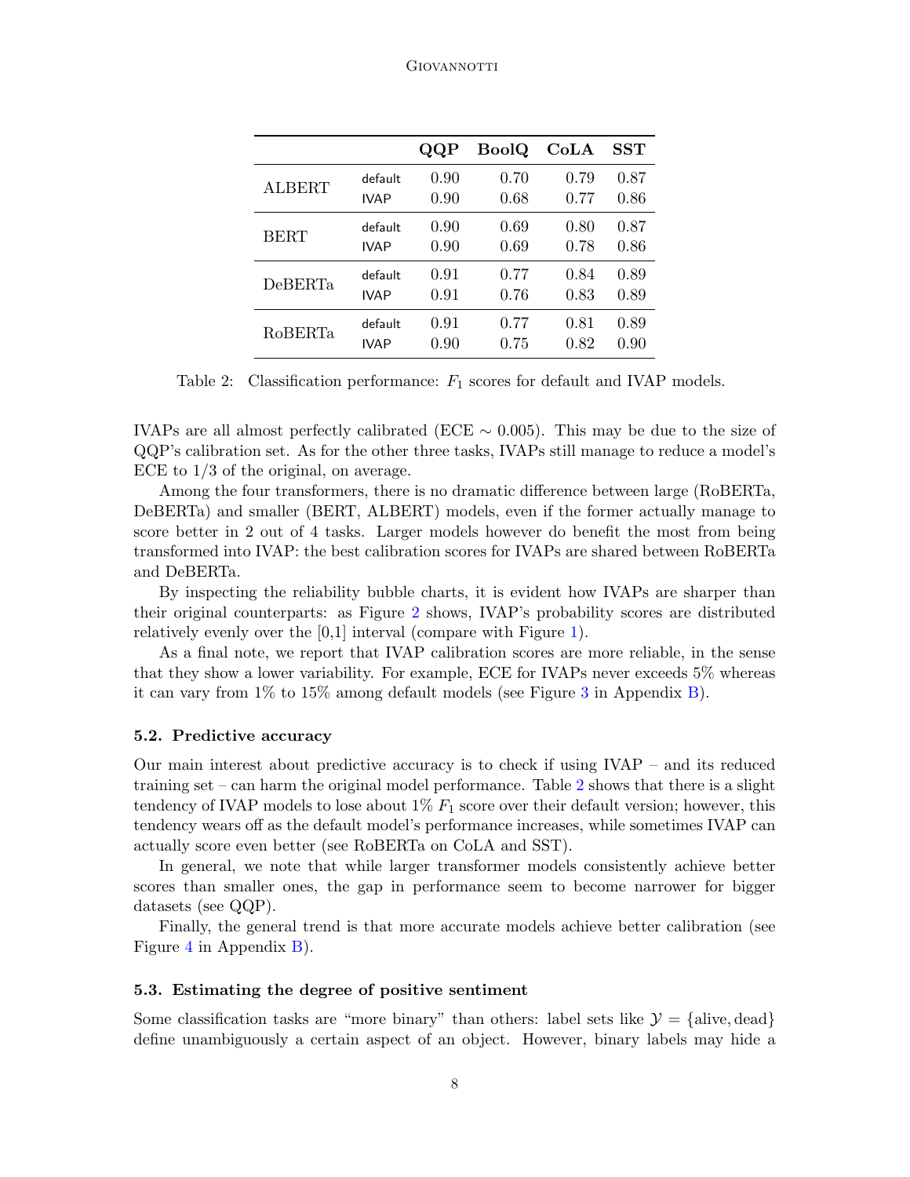| | | QQP | BoolQ | CoLA | SST |
|---|---|---|---|---|---|
| ALBERT | default | 0.90 | 0.70 | 0.79 | 0.87 |
| | IVAP | 0.90 | 0.68 | 0.77 | 0.86 |
| BERT | default | 0.90 | 0.69 | 0.80 | 0.87 |
| | IVAP | 0.90 | 0.69 | 0.78 | 0.86 |
| DeBERTa | default | 0.91 | 0.77 | 0.84 | 0.89 |
| | IVAP | 0.91 | 0.76 | 0.83 | 0.89 |
| RoBERTa | default | 0.91 | 0.77 | 0.81 | 0.89 |
| | IVAP | 0.90 | 0.75 | 0.82 | 0.90 |

Table 2: Classification performance: $F_1$ scores for default and IVAP models.

IVAPs are all almost perfectly calibrated (ECE $\sim 0.005$). This may be due to the size of QQP's calibration set. As for the other three tasks, IVAPs still manage to reduce a model's ECE to 1/3 of the original, on average.

Among the four transformers, there is no dramatic difference between large (RoBERTa, DeBERTa) and smaller (BERT, ALBERT) models, even if the former actually manage to score better in 2 out of 4 tasks. Larger models however do benefit the most from being transformed into IVAP: the best calibration scores for IVAPs are shared between RoBERTa and DeBERTa.

By inspecting the reliability bubble charts, it is evident how IVAPs are sharper than their original counterparts: as Figure 2 shows, IVAP's probability scores are distributed relatively evenly over the [0,1] interval (compare with Figure 1).

As a final note, we report that IVAP calibration scores are more reliable, in the sense that they show a lower variability. For example, ECE for IVAPs never exceeds 5% whereas it can vary from 1% to 15% among default models (see Figure 3 in Appendix B).

### 5.2. Predictive accuracy

Our main interest about predictive accuracy is to check if using IVAP – and its reduced training set – can harm the original model performance. Table 2 shows that there is a slight tendency of IVAP models to lose about 1% $F_1$ score over their default version; however, this tendency wears off as the default model's performance increases, while sometimes IVAP can actually score even better (see RoBERTa on CoLA and SST).

In general, we note that while larger transformer models consistently achieve better scores than smaller ones, the gap in performance seem to become narrower for bigger datasets (see QQP).

Finally, the general trend is that more accurate models achieve better calibration (see Figure 4 in Appendix B).

### 5.3. Estimating the degree of positive sentiment

Some classification tasks are "more binary" than others: label sets like $\mathcal{Y} = \{\text{alive}, \text{dead}\}$ define unambiguously a certain aspect of an object. However, binary labels may hide a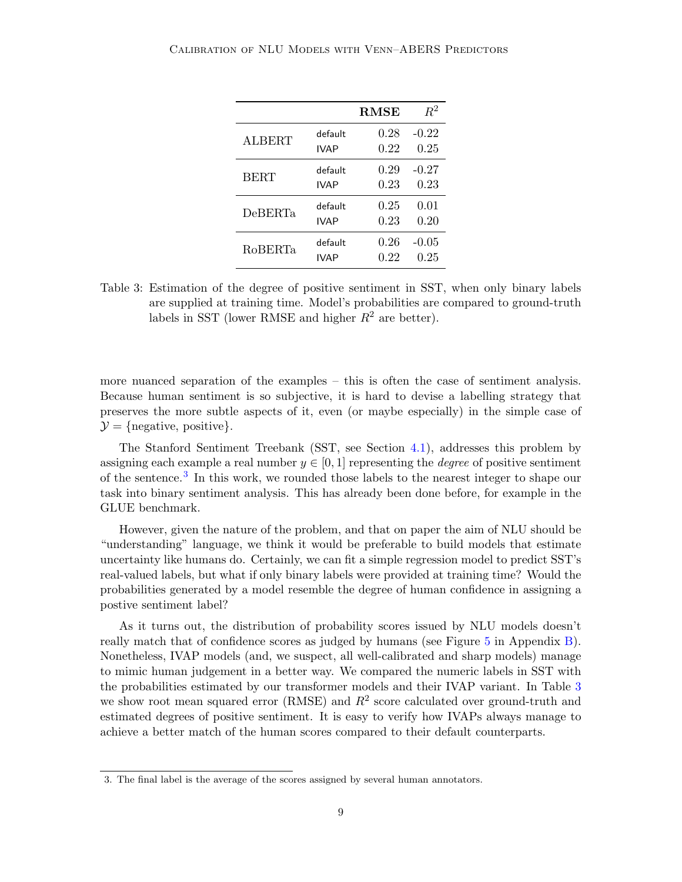| | | **RMSE** | $R^2$ |
|---|---|---|---|
| ALBERT | default | 0.28 | -0.22 |
| | IVAP | 0.22 | 0.25 |
| BERT | default | 0.29 | -0.27 |
| | IVAP | 0.23 | 0.23 |
| DeBERTa | default | 0.25 | 0.01 |
| | IVAP | 0.23 | 0.20 |
| RoBERTa | default | 0.26 | -0.05 |
| | IVAP | 0.22 | 0.25 |

Table 3: Estimation of the degree of positive sentiment in SST, when only binary labels are supplied at training time. Model's probabilities are compared to ground-truth labels in SST (lower RMSE and higher $R^2$ are better).

more nuanced separation of the examples – this is often the case of sentiment analysis. Because human sentiment is so subjective, it is hard to devise a labelling strategy that preserves the more subtle aspects of it, even (or maybe especially) in the simple case of $\mathcal{Y} = \{\text{negative, positive}\}$.

The Stanford Sentiment Treebank (SST, see Section 4.1), addresses this problem by assigning each example a real number $y \in [0, 1]$ representing the *degree* of positive sentiment of the sentence.[3] In this work, we rounded those labels to the nearest integer to shape our task into binary sentiment analysis. This has already been done before, for example in the GLUE benchmark.

However, given the nature of the problem, and that on paper the aim of NLU should be "understanding" language, we think it would be preferable to build models that estimate uncertainty like humans do. Certainly, we can fit a simple regression model to predict SST's real-valued labels, but what if only binary labels were provided at training time? Would the probabilities generated by a model resemble the degree of human confidence in assigning a postive sentiment label?

As it turns out, the distribution of probability scores issued by NLU models doesn't really match that of confidence scores as judged by humans (see Figure 5 in Appendix B). Nonetheless, IVAP models (and, we suspect, all well-calibrated and sharp models) manage to mimic human judgement in a better way. We compared the numeric labels in SST with the probabilities estimated by our transformer models and their IVAP variant. In Table 3 we show root mean squared error (RMSE) and $R^2$ score calculated over ground-truth and estimated degrees of positive sentiment. It is easy to verify how IVAPs always manage to achieve a better match of the human scores compared to their default counterparts.

3. The final label is the average of the scores assigned by several human annotators.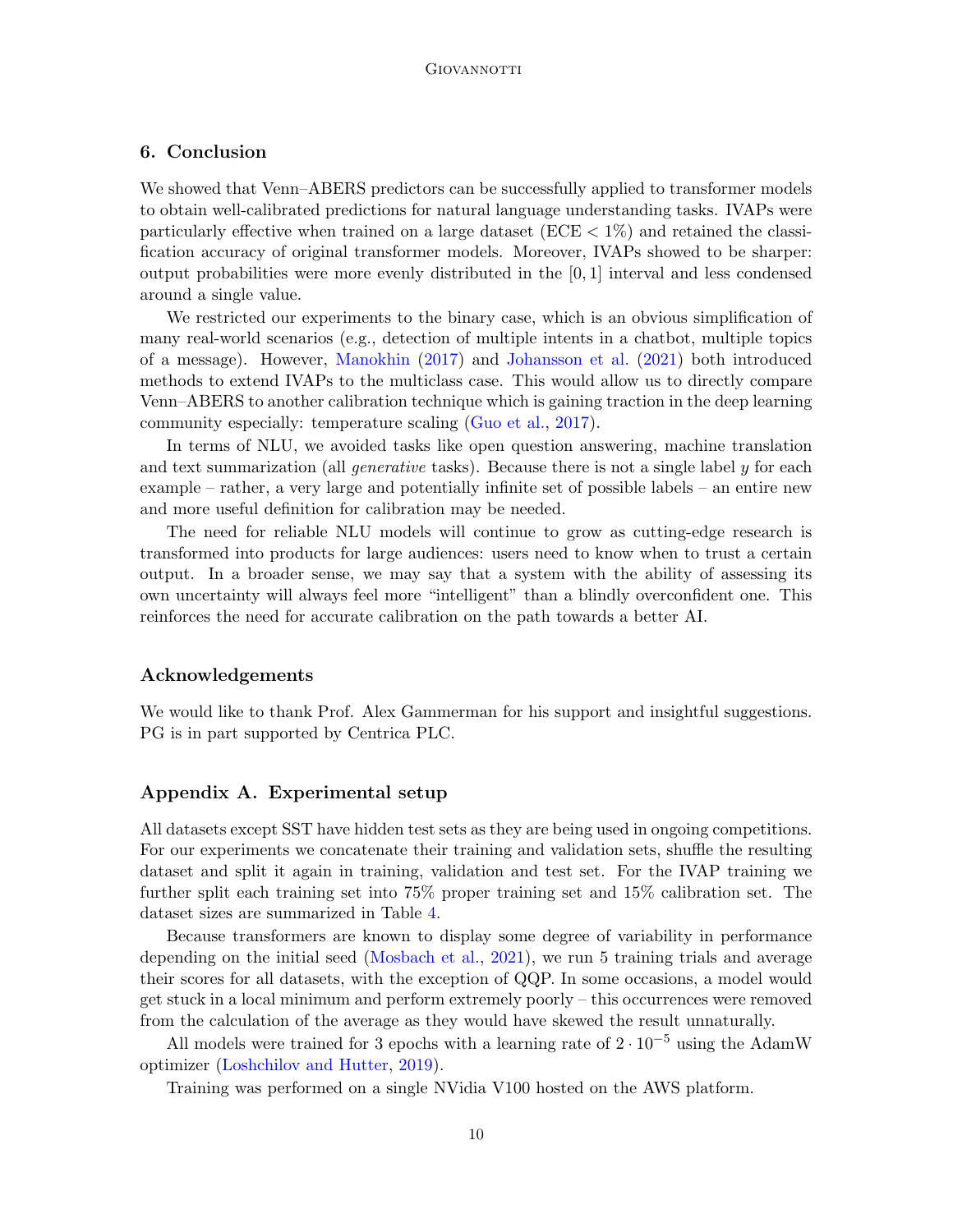## 6. Conclusion

We showed that Venn–ABERS predictors can be successfully applied to transformer models to obtain well-calibrated predictions for natural language understanding tasks. IVAPs were particularly effective when trained on a large dataset (ECE $< 1\%$) and retained the classification accuracy of original transformer models. Moreover, IVAPs showed to be sharper: output probabilities were more evenly distributed in the $[0, 1]$ interval and less condensed around a single value.

We restricted our experiments to the binary case, which is an obvious simplification of many real-world scenarios (e.g., detection of multiple intents in a chatbot, multiple topics of a message). However, Manokhin (2017) and Johansson et al. (2021) both introduced methods to extend IVAPs to the multiclass case. This would allow us to directly compare Venn–ABERS to another calibration technique which is gaining traction in the deep learning community especially: temperature scaling (Guo et al., 2017).

In terms of NLU, we avoided tasks like open question answering, machine translation and text summarization (all *generative* tasks). Because there is not a single label $y$ for each example – rather, a very large and potentially infinite set of possible labels – an entire new and more useful definition for calibration may be needed.

The need for reliable NLU models will continue to grow as cutting-edge research is transformed into products for large audiences: users need to know when to trust a certain output. In a broader sense, we may say that a system with the ability of assessing its own uncertainty will always feel more "intelligent" than a blindly overconfident one. This reinforces the need for accurate calibration on the path towards a better AI.

## Acknowledgements

We would like to thank Prof. Alex Gammerman for his support and insightful suggestions. PG is in part supported by Centrica PLC.

## Appendix A. Experimental setup

All datasets except SST have hidden test sets as they are being used in ongoing competitions. For our experiments we concatenate their training and validation sets, shuffle the resulting dataset and split it again in training, validation and test set. For the IVAP training we further split each training set into 75% proper training set and 15% calibration set. The dataset sizes are summarized in Table 4.

Because transformers are known to display some degree of variability in performance depending on the initial seed (Mosbach et al., 2021), we run 5 training trials and average their scores for all datasets, with the exception of QQP. In some occasions, a model would get stuck in a local minimum and perform extremely poorly – this occurrences were removed from the calculation of the average as they would have skewed the result unnaturally.

All models were trained for 3 epochs with a learning rate of $2 \cdot 10^{-5}$ using the AdamW optimizer (Loshchilov and Hutter, 2019).

Training was performed on a single NVidia V100 hosted on the AWS platform.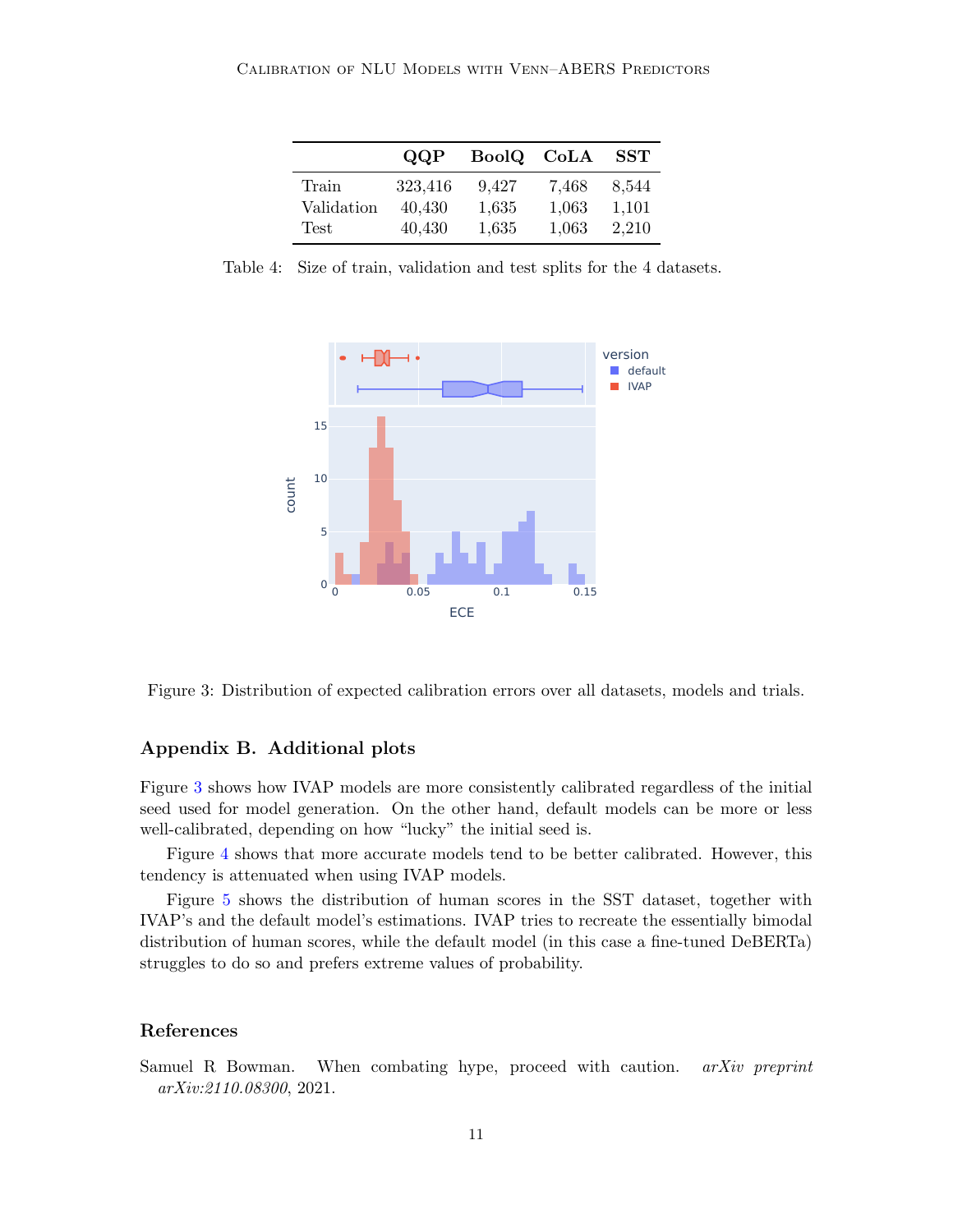|  | QQP | BoolQ | CoLA | SST |
|---|---|---|---|---|
| Train | 323,416 | 9,427 | 7,468 | 8,544 |
| Validation | 40,430 | 1,635 | 1,063 | 1,101 |
| Test | 40,430 | 1,635 | 1,063 | 2,210 |

Table 4: Size of train, validation and test splits for the 4 datasets.

Figure 3: Distribution of expected calibration errors over all datasets, models and trials.

## Appendix B. Additional plots

Figure 3 shows how IVAP models are more consistently calibrated regardless of the initial seed used for model generation. On the other hand, default models can be more or less well-calibrated, depending on how "lucky" the initial seed is.

Figure 4 shows that more accurate models tend to be better calibrated. However, this tendency is attenuated when using IVAP models.

Figure 5 shows the distribution of human scores in the SST dataset, together with IVAP's and the default model's estimations. IVAP tries to recreate the essentially bimodal distribution of human scores, while the default model (in this case a fine-tuned DeBERTa) struggles to do so and prefers extreme values of probability.

## References

Samuel R Bowman. When combating hype, proceed with caution. *arXiv preprint arXiv:2110.08300*, 2021.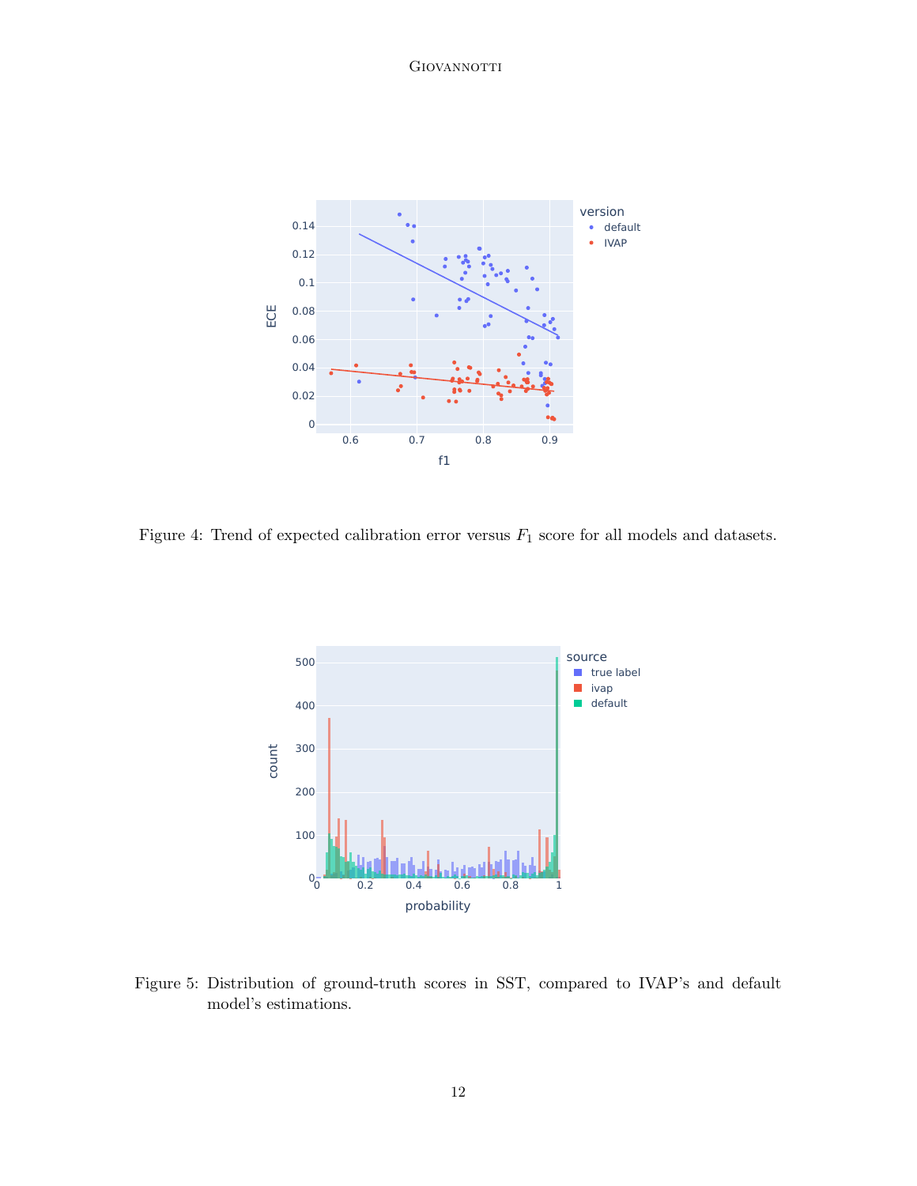Figure 4: Trend of expected calibration error versus $F_1$ score for all models and datasets.

Figure 5: Distribution of ground-truth scores in SST, compared to IVAP's and default model's estimations.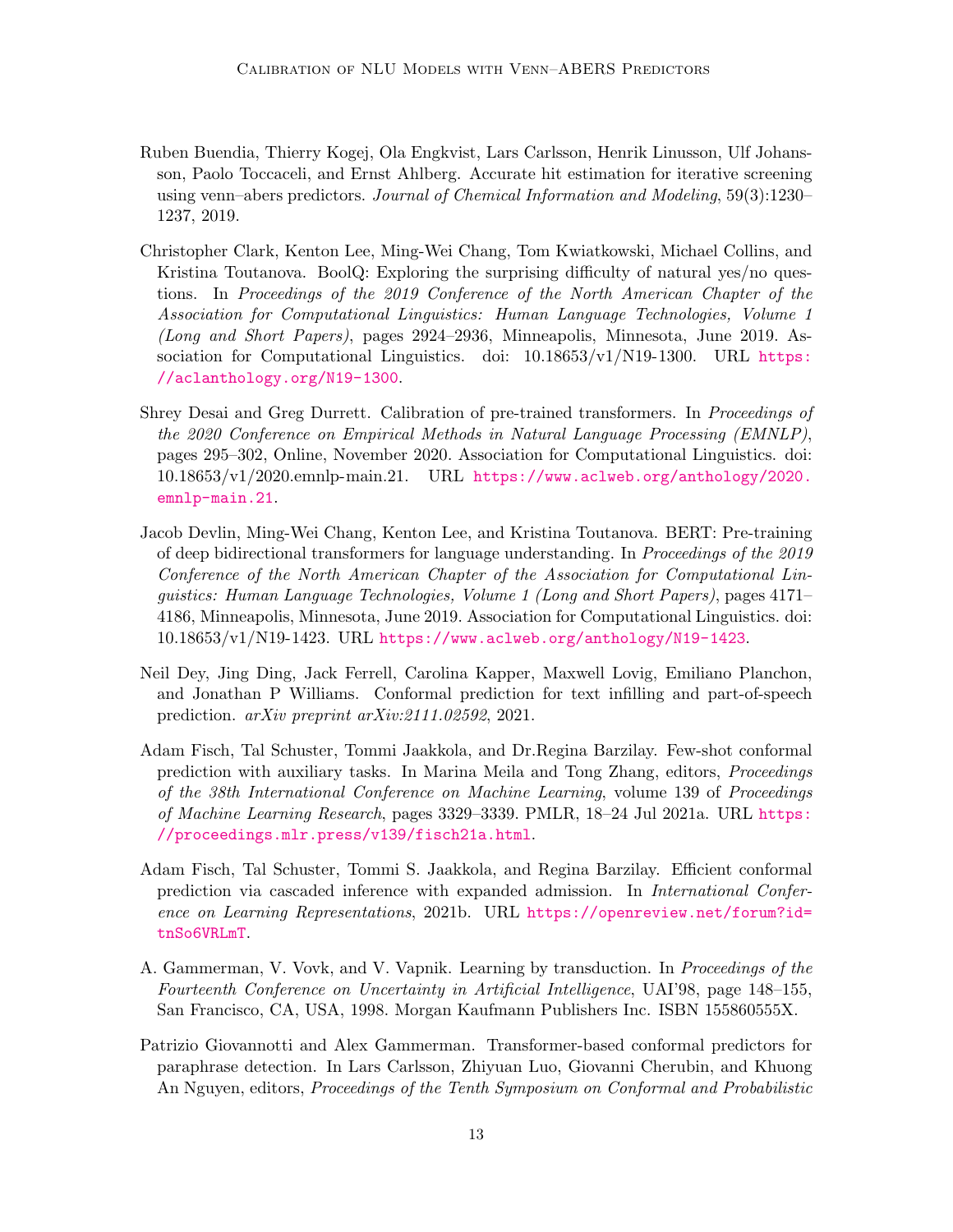Ruben Buendia, Thierry Kogej, Ola Engkvist, Lars Carlsson, Henrik Linusson, Ulf Johansson, Paolo Toccaceli, and Ernst Ahlberg. Accurate hit estimation for iterative screening using venn–abers predictors. *Journal of Chemical Information and Modeling*, 59(3):1230–1237, 2019.

Christopher Clark, Kenton Lee, Ming-Wei Chang, Tom Kwiatkowski, Michael Collins, and Kristina Toutanova. BoolQ: Exploring the surprising difficulty of natural yes/no questions. In *Proceedings of the 2019 Conference of the North American Chapter of the Association for Computational Linguistics: Human Language Technologies, Volume 1 (Long and Short Papers)*, pages 2924–2936, Minneapolis, Minnesota, June 2019. Association for Computational Linguistics. doi: 10.18653/v1/N19-1300. URL https://aclanthology.org/N19-1300.

Shrey Desai and Greg Durrett. Calibration of pre-trained transformers. In *Proceedings of the 2020 Conference on Empirical Methods in Natural Language Processing (EMNLP)*, pages 295–302, Online, November 2020. Association for Computational Linguistics. doi: 10.18653/v1/2020.emnlp-main.21. URL https://www.aclweb.org/anthology/2020.emnlp-main.21.

Jacob Devlin, Ming-Wei Chang, Kenton Lee, and Kristina Toutanova. BERT: Pre-training of deep bidirectional transformers for language understanding. In *Proceedings of the 2019 Conference of the North American Chapter of the Association for Computational Linguistics: Human Language Technologies, Volume 1 (Long and Short Papers)*, pages 4171–4186, Minneapolis, Minnesota, June 2019. Association for Computational Linguistics. doi: 10.18653/v1/N19-1423. URL https://www.aclweb.org/anthology/N19-1423.

Neil Dey, Jing Ding, Jack Ferrell, Carolina Kapper, Maxwell Lovig, Emiliano Planchon, and Jonathan P Williams. Conformal prediction for text infilling and part-of-speech prediction. *arXiv preprint arXiv:2111.02592*, 2021.

Adam Fisch, Tal Schuster, Tommi Jaakkola, and Dr.Regina Barzilay. Few-shot conformal prediction with auxiliary tasks. In Marina Meila and Tong Zhang, editors, *Proceedings of the 38th International Conference on Machine Learning*, volume 139 of *Proceedings of Machine Learning Research*, pages 3329–3339. PMLR, 18–24 Jul 2021a. URL https://proceedings.mlr.press/v139/fisch21a.html.

Adam Fisch, Tal Schuster, Tommi S. Jaakkola, and Regina Barzilay. Efficient conformal prediction via cascaded inference with expanded admission. In *International Conference on Learning Representations*, 2021b. URL https://openreview.net/forum?id=tnSo6VRLmT.

A. Gammerman, V. Vovk, and V. Vapnik. Learning by transduction. In *Proceedings of the Fourteenth Conference on Uncertainty in Artificial Intelligence*, UAI'98, page 148–155, San Francisco, CA, USA, 1998. Morgan Kaufmann Publishers Inc. ISBN 155860555X.

Patrizio Giovannotti and Alex Gammerman. Transformer-based conformal predictors for paraphrase detection. In Lars Carlsson, Zhiyuan Luo, Giovanni Cherubin, and Khuong An Nguyen, editors, *Proceedings of the Tenth Symposium on Conformal and Probabilistic*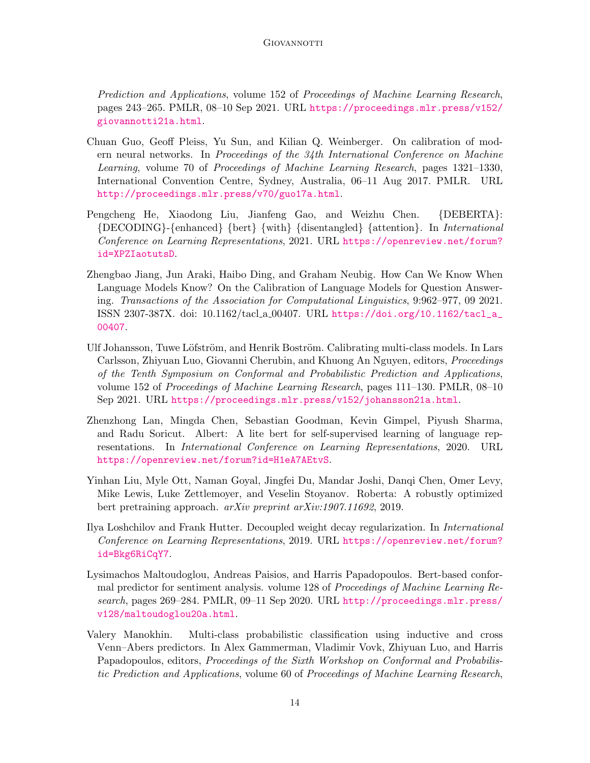*Prediction and Applications*, volume 152 of *Proceedings of Machine Learning Research*, pages 243–265. PMLR, 08–10 Sep 2021. URL https://proceedings.mlr.press/v152/giovannotti21a.html.

Chuan Guo, Geoff Pleiss, Yu Sun, and Kilian Q. Weinberger. On calibration of modern neural networks. In *Proceedings of the 34th International Conference on Machine Learning*, volume 70 of *Proceedings of Machine Learning Research*, pages 1321–1330, International Convention Centre, Sydney, Australia, 06–11 Aug 2017. PMLR. URL http://proceedings.mlr.press/v70/guo17a.html.

Pengcheng He, Xiaodong Liu, Jianfeng Gao, and Weizhu Chen. {DEBERTA}: {DECODING}-{enhanced} {bert} {with} {disentangled} {attention}. In *International Conference on Learning Representations*, 2021. URL https://openreview.net/forum?id=XPZIaotutsD.

Zhengbao Jiang, Jun Araki, Haibo Ding, and Graham Neubig. How Can We Know When Language Models Know? On the Calibration of Language Models for Question Answering. *Transactions of the Association for Computational Linguistics*, 9:962–977, 09 2021. ISSN 2307-387X. doi: 10.1162/tacl_a_00407. URL https://doi.org/10.1162/tacl_a_00407.

Ulf Johansson, Tuwe Löfström, and Henrik Boström. Calibrating multi-class models. In Lars Carlsson, Zhiyuan Luo, Giovanni Cherubin, and Khuong An Nguyen, editors, *Proceedings of the Tenth Symposium on Conformal and Probabilistic Prediction and Applications*, volume 152 of *Proceedings of Machine Learning Research*, pages 111–130. PMLR, 08–10 Sep 2021. URL https://proceedings.mlr.press/v152/johansson21a.html.

Zhenzhong Lan, Mingda Chen, Sebastian Goodman, Kevin Gimpel, Piyush Sharma, and Radu Soricut. Albert: A lite bert for self-supervised learning of language representations. In *International Conference on Learning Representations*, 2020. URL https://openreview.net/forum?id=H1eA7AEtvS.

Yinhan Liu, Myle Ott, Naman Goyal, Jingfei Du, Mandar Joshi, Danqi Chen, Omer Levy, Mike Lewis, Luke Zettlemoyer, and Veselin Stoyanov. Roberta: A robustly optimized bert pretraining approach. *arXiv preprint arXiv:1907.11692*, 2019.

Ilya Loshchilov and Frank Hutter. Decoupled weight decay regularization. In *International Conference on Learning Representations*, 2019. URL https://openreview.net/forum?id=Bkg6RiCqY7.

Lysimachos Maltoudoglou, Andreas Paisios, and Harris Papadopoulos. Bert-based conformal predictor for sentiment analysis. volume 128 of *Proceedings of Machine Learning Research*, pages 269–284. PMLR, 09–11 Sep 2020. URL http://proceedings.mlr.press/v128/maltoudoglou20a.html.

Valery Manokhin. Multi-class probabilistic classification using inductive and cross Venn–Abers predictors. In Alex Gammerman, Vladimir Vovk, Zhiyuan Luo, and Harris Papadopoulos, editors, *Proceedings of the Sixth Workshop on Conformal and Probabilistic Prediction and Applications*, volume 60 of *Proceedings of Machine Learning Research*,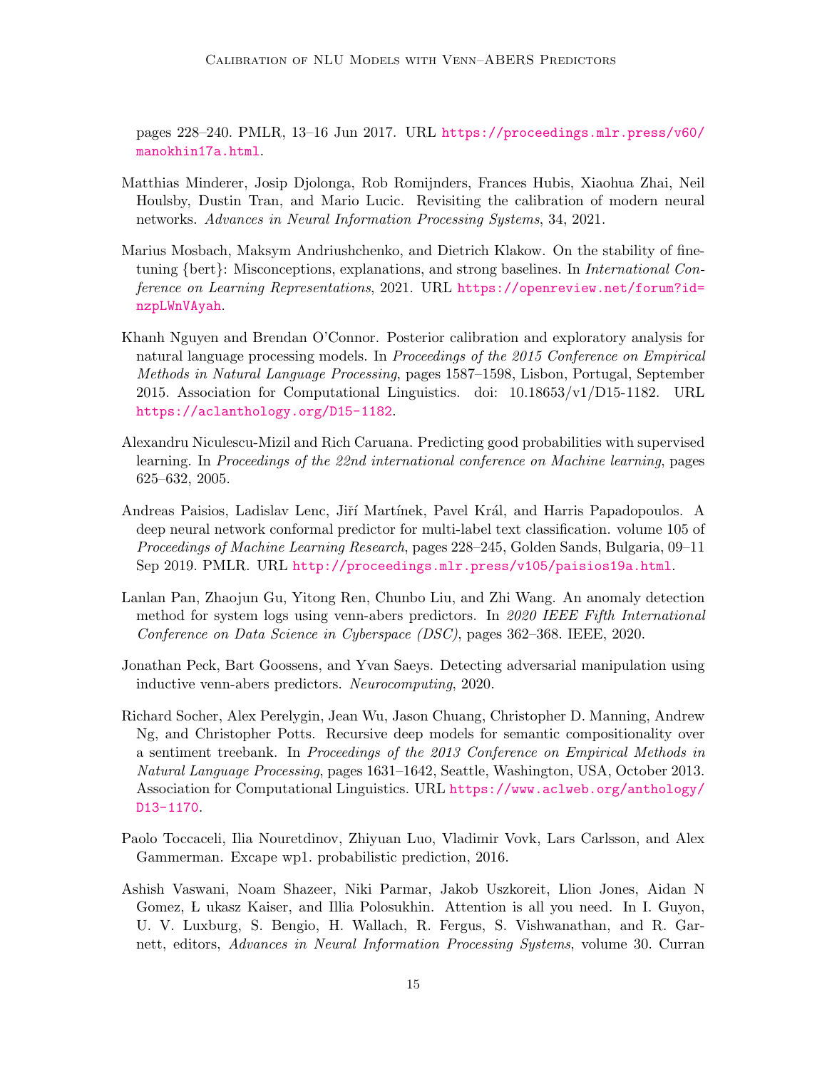pages 228–240. PMLR, 13–16 Jun 2017. URL https://proceedings.mlr.press/v60/manokhin17a.html.

Matthias Minderer, Josip Djolonga, Rob Romijnders, Frances Hubis, Xiaohua Zhai, Neil Houlsby, Dustin Tran, and Mario Lucic. Revisiting the calibration of modern neural networks. *Advances in Neural Information Processing Systems*, 34, 2021.

Marius Mosbach, Maksym Andriushchenko, and Dietrich Klakow. On the stability of fine-tuning {bert}: Misconceptions, explanations, and strong baselines. In *International Conference on Learning Representations*, 2021. URL https://openreview.net/forum?id=nzpLWnVAyah.

Khanh Nguyen and Brendan O'Connor. Posterior calibration and exploratory analysis for natural language processing models. In *Proceedings of the 2015 Conference on Empirical Methods in Natural Language Processing*, pages 1587–1598, Lisbon, Portugal, September 2015. Association for Computational Linguistics. doi: 10.18653/v1/D15-1182. URL https://aclanthology.org/D15-1182.

Alexandru Niculescu-Mizil and Rich Caruana. Predicting good probabilities with supervised learning. In *Proceedings of the 22nd international conference on Machine learning*, pages 625–632, 2005.

Andreas Paisios, Ladislav Lenc, Jiří Martínek, Pavel Král, and Harris Papadopoulos. A deep neural network conformal predictor for multi-label text classification. volume 105 of *Proceedings of Machine Learning Research*, pages 228–245, Golden Sands, Bulgaria, 09–11 Sep 2019. PMLR. URL http://proceedings.mlr.press/v105/paisios19a.html.

Lanlan Pan, Zhaojun Gu, Yitong Ren, Chunbo Liu, and Zhi Wang. An anomaly detection method for system logs using venn-abers predictors. In *2020 IEEE Fifth International Conference on Data Science in Cyberspace (DSC)*, pages 362–368. IEEE, 2020.

Jonathan Peck, Bart Goossens, and Yvan Saeys. Detecting adversarial manipulation using inductive venn-abers predictors. *Neurocomputing*, 2020.

Richard Socher, Alex Perelygin, Jean Wu, Jason Chuang, Christopher D. Manning, Andrew Ng, and Christopher Potts. Recursive deep models for semantic compositionality over a sentiment treebank. In *Proceedings of the 2013 Conference on Empirical Methods in Natural Language Processing*, pages 1631–1642, Seattle, Washington, USA, October 2013. Association for Computational Linguistics. URL https://www.aclweb.org/anthology/D13-1170.

Paolo Toccaceli, Ilia Nouretdinov, Zhiyuan Luo, Vladimir Vovk, Lars Carlsson, and Alex Gammerman. Excape wp1. probabilistic prediction, 2016.

Ashish Vaswani, Noam Shazeer, Niki Parmar, Jakob Uszkoreit, Llion Jones, Aidan N Gomez, Ł ukasz Kaiser, and Illia Polosukhin. Attention is all you need. In I. Guyon, U. V. Luxburg, S. Bengio, H. Wallach, R. Fergus, S. Vishwanathan, and R. Garnett, editors, *Advances in Neural Information Processing Systems*, volume 30. Curran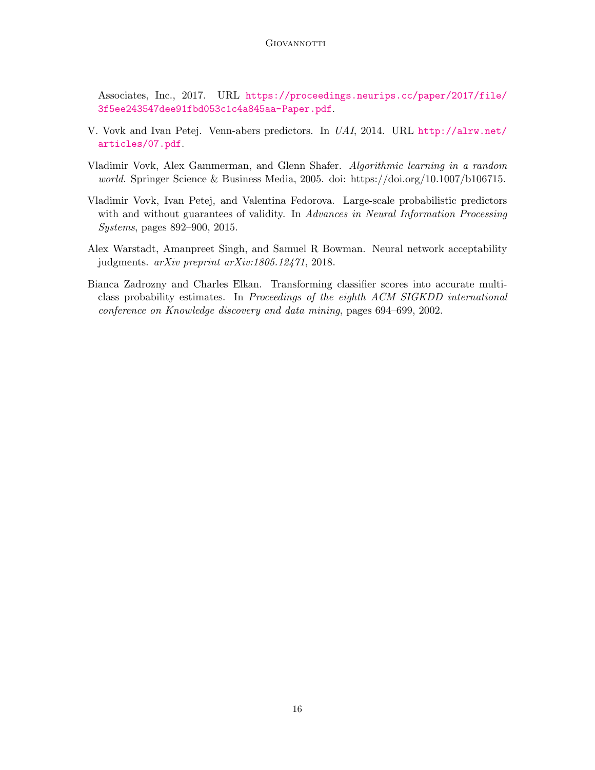Associates, Inc., 2017. URL https://proceedings.neurips.cc/paper/2017/file/3f5ee243547dee91fbd053c1c4a845aa-Paper.pdf.

V. Vovk and Ivan Petej. Venn-abers predictors. In *UAI*, 2014. URL http://alrw.net/articles/07.pdf.

Vladimir Vovk, Alex Gammerman, and Glenn Shafer. *Algorithmic learning in a random world*. Springer Science & Business Media, 2005. doi: https://doi.org/10.1007/b106715.

Vladimir Vovk, Ivan Petej, and Valentina Fedorova. Large-scale probabilistic predictors with and without guarantees of validity. In *Advances in Neural Information Processing Systems*, pages 892–900, 2015.

Alex Warstadt, Amanpreet Singh, and Samuel R Bowman. Neural network acceptability judgments. *arXiv preprint arXiv:1805.12471*, 2018.

Bianca Zadrozny and Charles Elkan. Transforming classifier scores into accurate multiclass probability estimates. In *Proceedings of the eighth ACM SIGKDD international conference on Knowledge discovery and data mining*, pages 694–699, 2002.